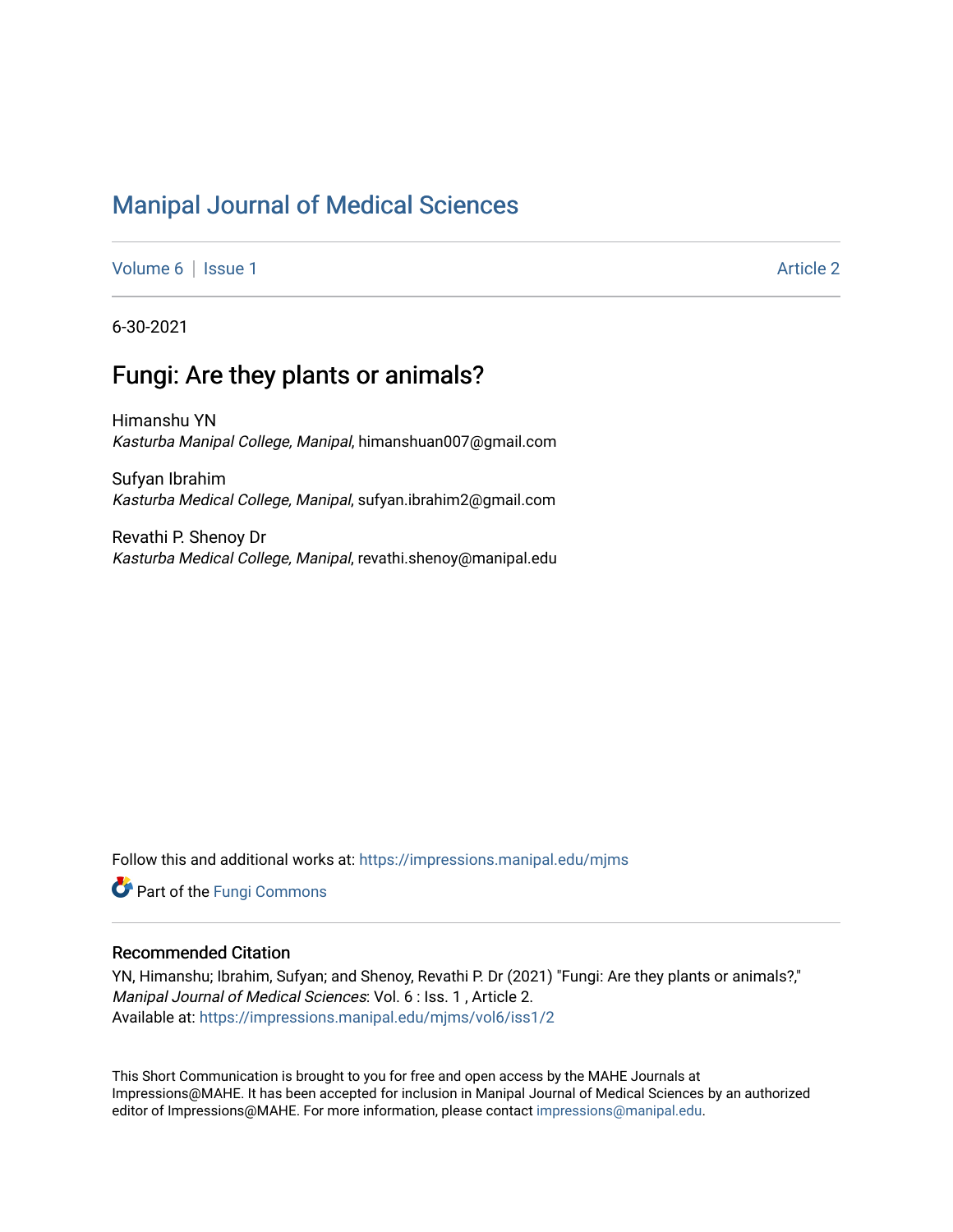# Manipal Journal of Medical Sciences

Volume 6 | Issue 1 Article 2

6-30-2021

## Fungi: Are they plants or animals?

Himanshu YN
*Kasturba Manipal College, Manipal*, himanshuan007@gmail.com

Sufyan Ibrahim
*Kasturba Medical College, Manipal*, sufyan.ibrahim2@gmail.com

Revathi P. Shenoy Dr
*Kasturba Medical College, Manipal*, revathi.shenoy@manipal.edu

Follow this and additional works at: https://impressions.manipal.edu/mjms

Part of the Fungi Commons

### Recommended Citation

YN, Himanshu; Ibrahim, Sufyan; and Shenoy, Revathi P. Dr (2021) "Fungi: Are they plants or animals?," *Manipal Journal of Medical Sciences*: Vol. 6 : Iss. 1 , Article 2.
Available at: https://impressions.manipal.edu/mjms/vol6/iss1/2

This Short Communication is brought to you for free and open access by the MAHE Journals at Impressions@MAHE. It has been accepted for inclusion in Manipal Journal of Medical Sciences by an authorized editor of Impressions@MAHE. For more information, please contact impressions@manipal.edu.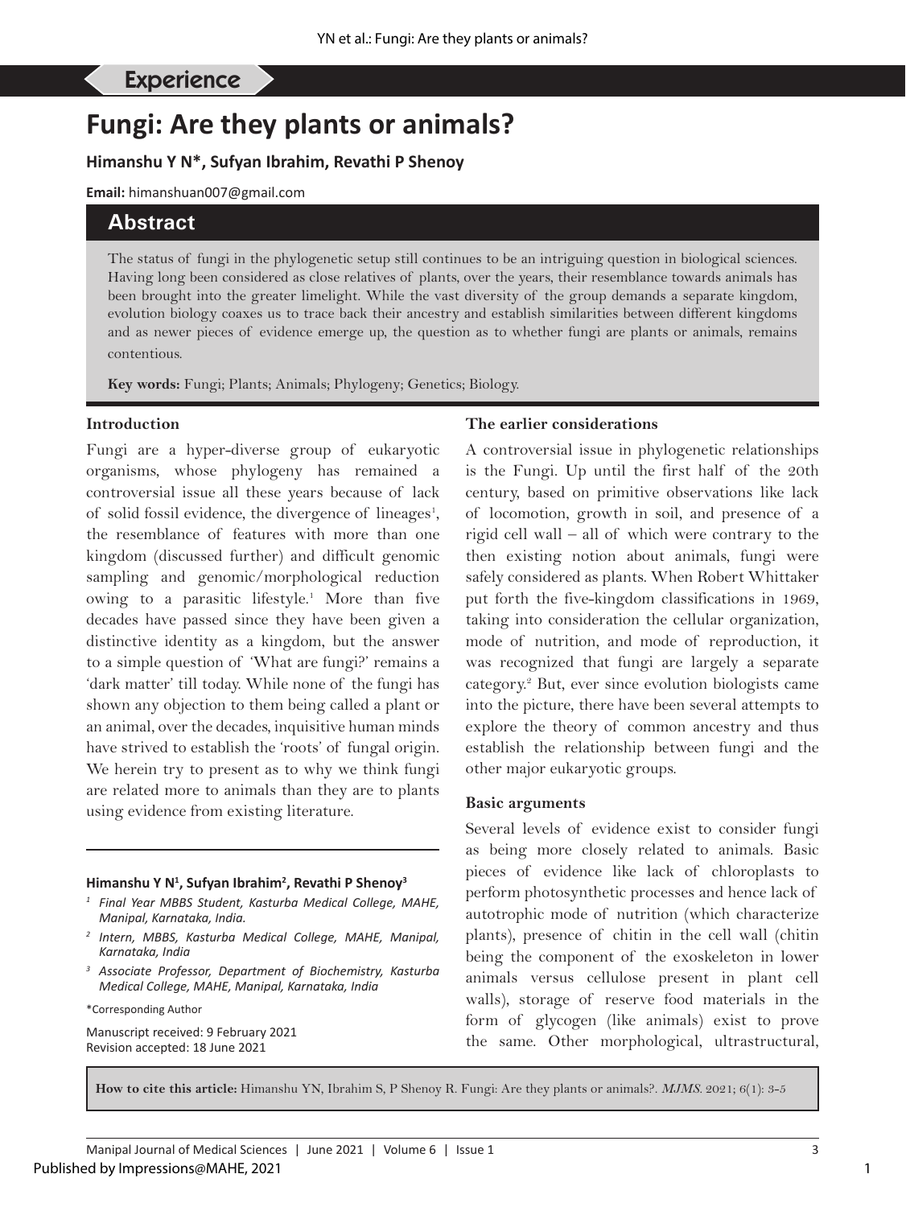Experience

# Fungi: Are they plants or animals?

**Himanshu Y N*, Sufyan Ibrahim, Revathi P Shenoy**

**Email:** himanshuan007@gmail.com

## Abstract

The status of fungi in the phylogenetic setup still continues to be an intriguing question in biological sciences. Having long been considered as close relatives of plants, over the years, their resemblance towards animals has been brought into the greater limelight. While the vast diversity of the group demands a separate kingdom, evolution biology coaxes us to trace back their ancestry and establish similarities between different kingdoms and as newer pieces of evidence emerge up, the question as to whether fungi are plants or animals, remains contentious.

**Key words:** Fungi; Plants; Animals; Phylogeny; Genetics; Biology.

### Introduction

Fungi are a hyper-diverse group of eukaryotic organisms, whose phylogeny has remained a controversial issue all these years because of lack of solid fossil evidence, the divergence of lineages[1], the resemblance of features with more than one kingdom (discussed further) and difficult genomic sampling and genomic/morphological reduction owing to a parasitic lifestyle.[1] More than five decades have passed since they have been given a distinctive identity as a kingdom, but the answer to a simple question of 'What are fungi?' remains a 'dark matter' till today. While none of the fungi has shown any objection to them being called a plant or an animal, over the decades, inquisitive human minds have strived to establish the 'roots' of fungal origin. We herein try to present as to why we think fungi are related more to animals than they are to plants using evidence from existing literature.

**Himanshu Y N[1], Sufyan Ibrahim[2], Revathi P Shenoy[3]**

*[1] Final Year MBBS Student, Kasturba Medical College, MAHE, Manipal, Karnataka, India.*

*[2] Intern, MBBS, Kasturba Medical College, MAHE, Manipal, Karnataka, India*

*[3] Associate Professor, Department of Biochemistry, Kasturba Medical College, MAHE, Manipal, Karnataka, India*

*Corresponding Author

Manuscript received: 9 February 2021
Revision accepted: 18 June 2021

### The earlier considerations

A controversial issue in phylogenetic relationships is the Fungi. Up until the first half of the 20th century, based on primitive observations like lack of locomotion, growth in soil, and presence of a rigid cell wall – all of which were contrary to the then existing notion about animals, fungi were safely considered as plants. When Robert Whittaker put forth the five-kingdom classifications in 1969, taking into consideration the cellular organization, mode of nutrition, and mode of reproduction, it was recognized that fungi are largely a separate category.[2] But, ever since evolution biologists came into the picture, there have been several attempts to explore the theory of common ancestry and thus establish the relationship between fungi and the other major eukaryotic groups.

### Basic arguments

Several levels of evidence exist to consider fungi as being more closely related to animals. Basic pieces of evidence like lack of chloroplasts to perform photosynthetic processes and hence lack of autotrophic mode of nutrition (which characterize plants), presence of chitin in the cell wall (chitin being the component of the exoskeleton in lower animals versus cellulose present in plant cell walls), storage of reserve food materials in the form of glycogen (like animals) exist to prove the same. Other morphological, ultrastructural,

**How to cite this article:** Himanshu YN, Ibrahim S, P Shenoy R. Fungi: Are they plants or animals?. *MJMS*. 2021; 6(1): 3-5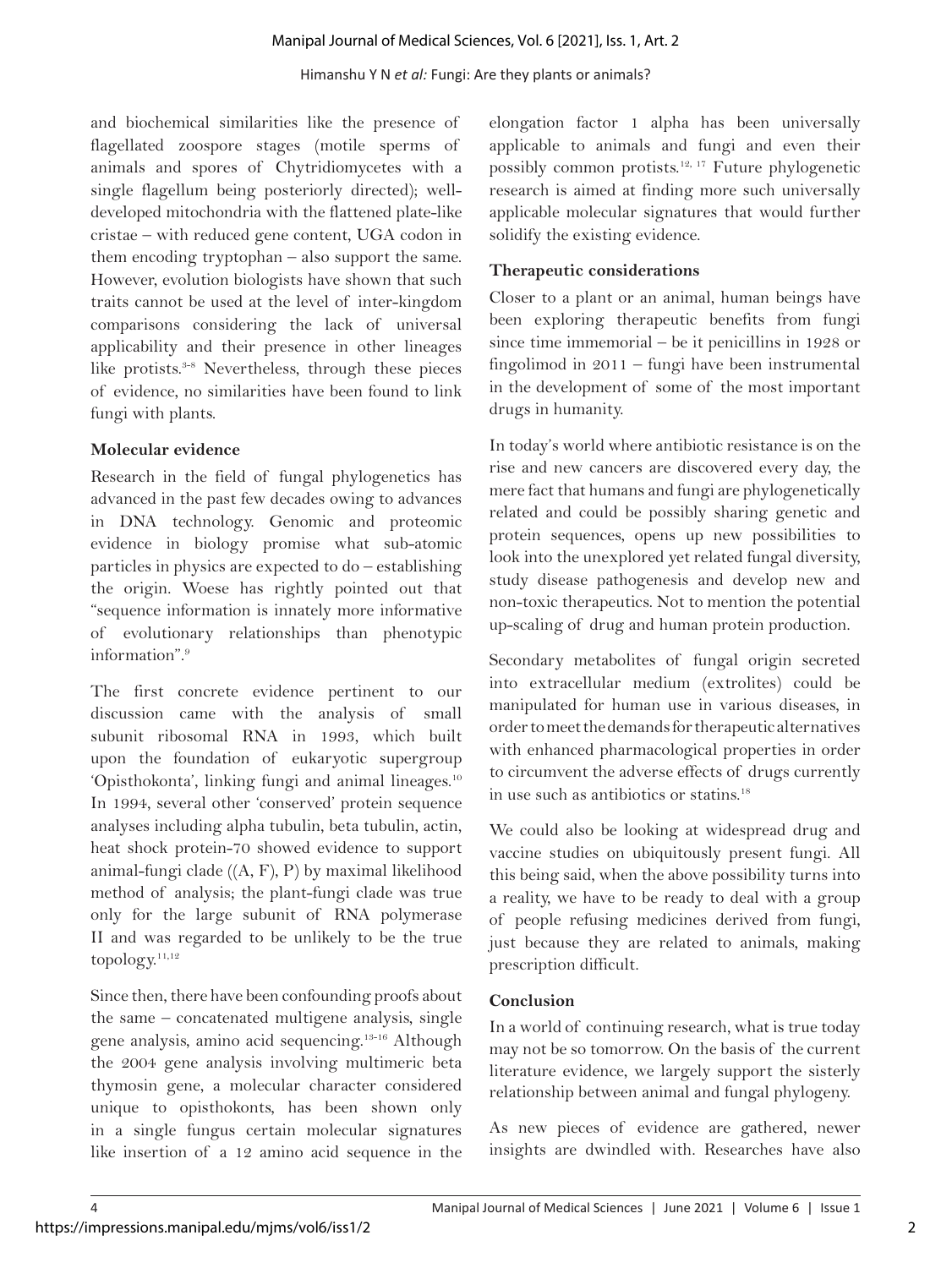and biochemical similarities like the presence of flagellated zoospore stages (motile sperms of animals and spores of Chytridiomycetes with a single flagellum being posteriorly directed); well-developed mitochondria with the flattened plate-like cristae – with reduced gene content, UGA codon in them encoding tryptophan – also support the same. However, evolution biologists have shown that such traits cannot be used at the level of inter-kingdom comparisons considering the lack of universal applicability and their presence in other lineages like protists.[3-8] Nevertheless, through these pieces of evidence, no similarities have been found to link fungi with plants.

### Molecular evidence

Research in the field of fungal phylogenetics has advanced in the past few decades owing to advances in DNA technology. Genomic and proteomic evidence in biology promise what sub-atomic particles in physics are expected to do – establishing the origin. Woese has rightly pointed out that "sequence information is innately more informative of evolutionary relationships than phenotypic information".[9]

The first concrete evidence pertinent to our discussion came with the analysis of small subunit ribosomal RNA in 1993, which built upon the foundation of eukaryotic supergroup 'Opisthokonta', linking fungi and animal lineages.[10] In 1994, several other 'conserved' protein sequence analyses including alpha tubulin, beta tubulin, actin, heat shock protein-70 showed evidence to support animal-fungi clade ((A, F), P) by maximal likelihood method of analysis; the plant-fungi clade was true only for the large subunit of RNA polymerase II and was regarded to be unlikely to be the true topology.[11,12]

Since then, there have been confounding proofs about the same – concatenated multigene analysis, single gene analysis, amino acid sequencing.[13-16] Although the 2004 gene analysis involving multimeric beta thymosin gene, a molecular character considered unique to opisthokonts, has been shown only in a single fungus certain molecular signatures like insertion of a 12 amino acid sequence in the elongation factor 1 alpha has been universally applicable to animals and fungi and even their possibly common protists.[12, 17] Future phylogenetic research is aimed at finding more such universally applicable molecular signatures that would further solidify the existing evidence.

### Therapeutic considerations

Closer to a plant or an animal, human beings have been exploring therapeutic benefits from fungi since time immemorial – be it penicillins in 1928 or fingolimod in 2011 – fungi have been instrumental in the development of some of the most important drugs in humanity.

In today's world where antibiotic resistance is on the rise and new cancers are discovered every day, the mere fact that humans and fungi are phylogenetically related and could be possibly sharing genetic and protein sequences, opens up new possibilities to look into the unexplored yet related fungal diversity, study disease pathogenesis and develop new and non-toxic therapeutics. Not to mention the potential up-scaling of drug and human protein production.

Secondary metabolites of fungal origin secreted into extracellular medium (extrolites) could be manipulated for human use in various diseases, in order to meet the demands for therapeutic alternatives with enhanced pharmacological properties in order to circumvent the adverse effects of drugs currently in use such as antibiotics or statins.[18]

We could also be looking at widespread drug and vaccine studies on ubiquitously present fungi. All this being said, when the above possibility turns into a reality, we have to be ready to deal with a group of people refusing medicines derived from fungi, just because they are related to animals, making prescription difficult.

### Conclusion

In a world of continuing research, what is true today may not be so tomorrow. On the basis of the current literature evidence, we largely support the sisterly relationship between animal and fungal phylogeny.

As new pieces of evidence are gathered, newer insights are dwindled with. Researches have also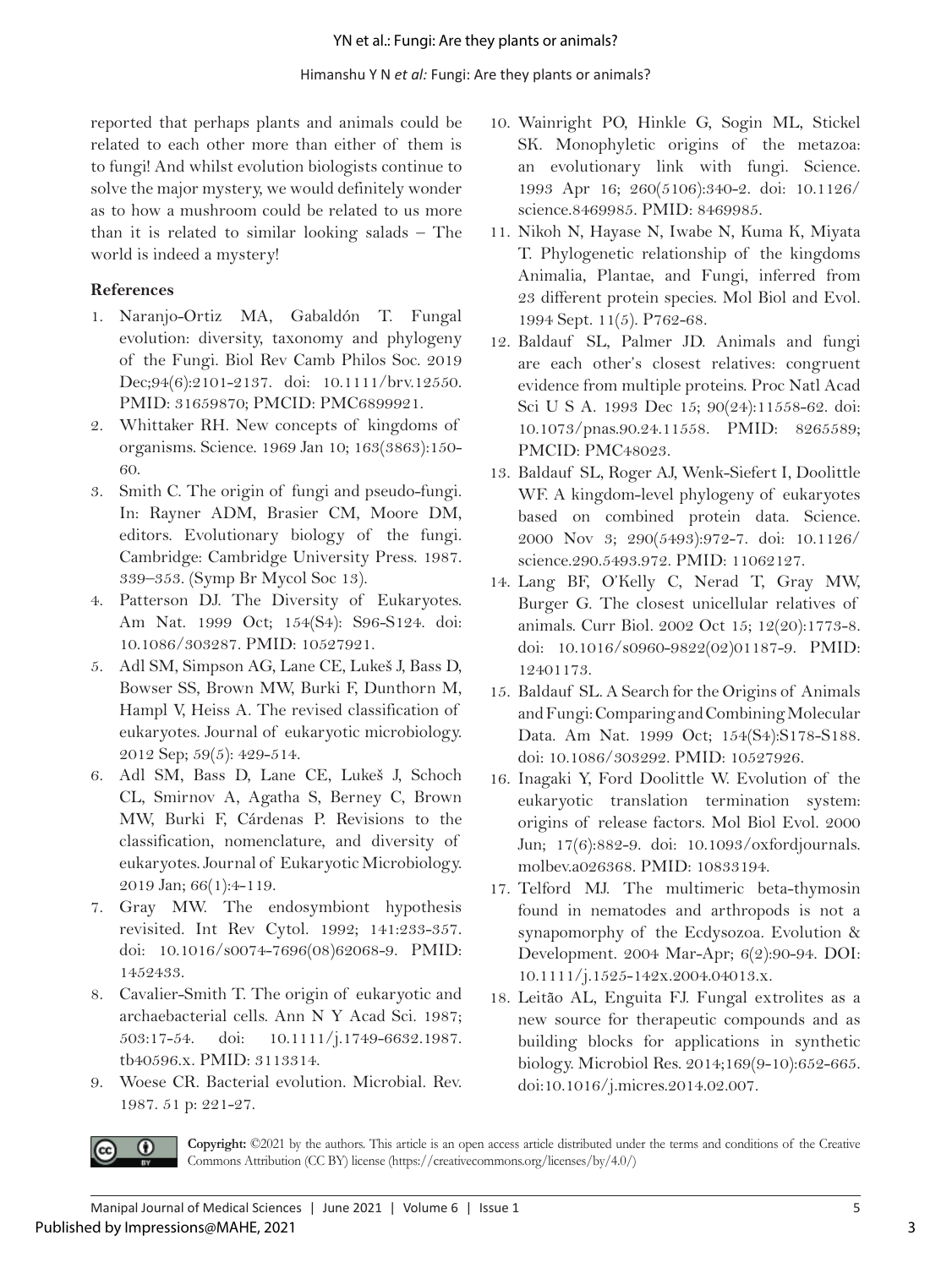reported that perhaps plants and animals could be related to each other more than either of them is to fungi! And whilst evolution biologists continue to solve the major mystery, we would definitely wonder as to how a mushroom could be related to us more than it is related to similar looking salads – The world is indeed a mystery!

**References**

1. Naranjo-Ortiz MA, Gabaldón T. Fungal evolution: diversity, taxonomy and phylogeny of the Fungi. Biol Rev Camb Philos Soc. 2019 Dec;94(6):2101-2137. doi: 10.1111/brv.12550. PMID: 31659870; PMCID: PMC6899921.
2. Whittaker RH. New concepts of kingdoms of organisms. Science. 1969 Jan 10; 163(3863):150-60.
3. Smith C. The origin of fungi and pseudo-fungi. In: Rayner ADM, Brasier CM, Moore DM, editors. Evolutionary biology of the fungi. Cambridge: Cambridge University Press. 1987. 339–353. (Symp Br Mycol Soc 13).
4. Patterson DJ. The Diversity of Eukaryotes. Am Nat. 1999 Oct; 154(S4): S96-S124. doi: 10.1086/303287. PMID: 10527921.
5. Adl SM, Simpson AG, Lane CE, Lukeš J, Bass D, Bowser SS, Brown MW, Burki F, Dunthorn M, Hampl V, Heiss A. The revised classification of eukaryotes. Journal of eukaryotic microbiology. 2012 Sep; 59(5): 429-514.
6. Adl SM, Bass D, Lane CE, Lukeš J, Schoch CL, Smirnov A, Agatha S, Berney C, Brown MW, Burki F, Cárdenas P. Revisions to the classification, nomenclature, and diversity of eukaryotes. Journal of Eukaryotic Microbiology. 2019 Jan; 66(1):4-119.
7. Gray MW. The endosymbiont hypothesis revisited. Int Rev Cytol. 1992; 141:233-357. doi: 10.1016/s0074-7696(08)62068-9. PMID: 1452433.
8. Cavalier-Smith T. The origin of eukaryotic and archaebacterial cells. Ann N Y Acad Sci. 1987; 503:17-54. doi: 10.1111/j.1749-6632.1987.tb40596.x. PMID: 3113314.
9. Woese CR. Bacterial evolution. Microbial. Rev. 1987. 51 p: 221-27.
10. Wainright PO, Hinkle G, Sogin ML, Stickel SK. Monophyletic origins of the metazoa: an evolutionary link with fungi. Science. 1993 Apr 16; 260(5106):340-2. doi: 10.1126/science.8469985. PMID: 8469985.
11. Nikoh N, Hayase N, Iwabe N, Kuma K, Miyata T. Phylogenetic relationship of the kingdoms Animalia, Plantae, and Fungi, inferred from 23 different protein species. Mol Biol and Evol. 1994 Sept. 11(5). P762-68.
12. Baldauf SL, Palmer JD. Animals and fungi are each other's closest relatives: congruent evidence from multiple proteins. Proc Natl Acad Sci U S A. 1993 Dec 15; 90(24):11558-62. doi: 10.1073/pnas.90.24.11558. PMID: 8265589; PMCID: PMC48023.
13. Baldauf SL, Roger AJ, Wenk-Siefert I, Doolittle WF. A kingdom-level phylogeny of eukaryotes based on combined protein data. Science. 2000 Nov 3; 290(5493):972-7. doi: 10.1126/science.290.5493.972. PMID: 11062127.
14. Lang BF, O'Kelly C, Nerad T, Gray MW, Burger G. The closest unicellular relatives of animals. Curr Biol. 2002 Oct 15; 12(20):1773-8. doi: 10.1016/s0960-9822(02)01187-9. PMID: 12401173.
15. Baldauf SL. A Search for the Origins of Animals and Fungi: Comparing and Combining Molecular Data. Am Nat. 1999 Oct; 154(S4):S178-S188. doi: 10.1086/303292. PMID: 10527926.
16. Inagaki Y, Ford Doolittle W. Evolution of the eukaryotic translation termination system: origins of release factors. Mol Biol Evol. 2000 Jun; 17(6):882-9. doi: 10.1093/oxfordjournals.molbev.a026368. PMID: 10833194.
17. Telford MJ. The multimeric beta-thymosin found in nematodes and arthropods is not a synapomorphy of the Ecdysozoa. Evolution & Development. 2004 Mar-Apr; 6(2):90-94. DOI: 10.1111/j.1525-142x.2004.04013.x.
18. Leitão AL, Enguita FJ. Fungal extrolites as a new source for therapeutic compounds and as building blocks for applications in synthetic biology. Microbiol Res. 2014;169(9-10):652-665. doi:10.1016/j.micres.2014.02.007.

**Copyright:** ©2021 by the authors. This article is an open access article distributed under the terms and conditions of the Creative Commons Attribution (CC BY) license (https://creativecommons.org/licenses/by/4.0/)